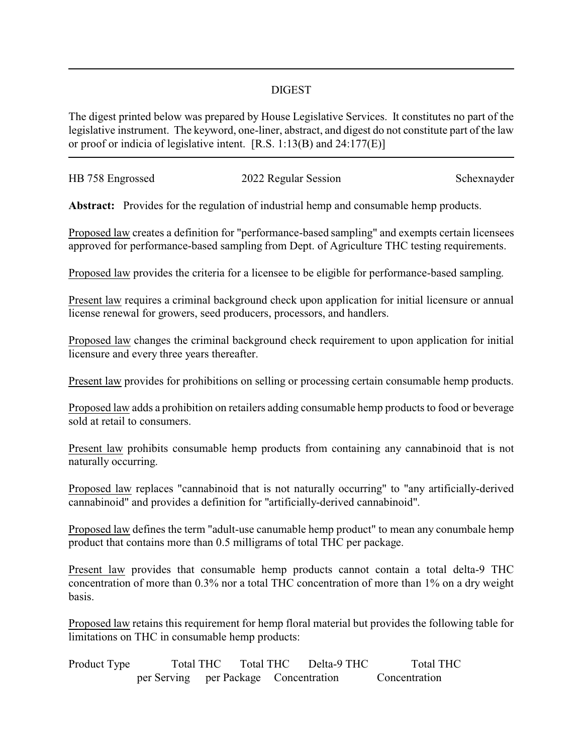## DIGEST

The digest printed below was prepared by House Legislative Services. It constitutes no part of the legislative instrument. The keyword, one-liner, abstract, and digest do not constitute part of the law or proof or indicia of legislative intent. [R.S. 1:13(B) and 24:177(E)]

---

HB 758 Engrossed — 2022 Regular Session — Schexnayder

**Abstract:** Provides for the regulation of industrial hemp and consumable hemp products.

Proposed law creates a definition for "performance-based sampling" and exempts certain licensees approved for performance-based sampling from Dept. of Agriculture THC testing requirements.

Proposed law provides the criteria for a licensee to be eligible for performance-based sampling.

Present law requires a criminal background check upon application for initial licensure or annual license renewal for growers, seed producers, processors, and handlers.

Proposed law changes the criminal background check requirement to upon application for initial licensure and every three years thereafter.

Present law provides for prohibitions on selling or processing certain consumable hemp products.

Proposed law adds a prohibition on retailers adding consumable hemp products to food or beverage sold at retail to consumers.

Present law prohibits consumable hemp products from containing any cannabinoid that is not naturally occurring.

Proposed law replaces "cannabinoid that is not naturally occurring" to "any artificially-derived cannabinoid" and provides a definition for "artificially-derived cannabinoid".

Proposed law defines the term "adult-use canumable hemp product" to mean any conumbale hemp product that contains more than 0.5 milligrams of total THC per package.

Present law provides that consumable hemp products cannot contain a total delta-9 THC concentration of more than 0.3% nor a total THC concentration of more than 1% on a dry weight basis.

Proposed law retains this requirement for hemp floral material but provides the following table for limitations on THC in consumable hemp products:

| Product Type | Total THC per Serving | Total THC per Package | Delta-9 THC Concentration | Total THC Concentration |
|---|---|---|---|---|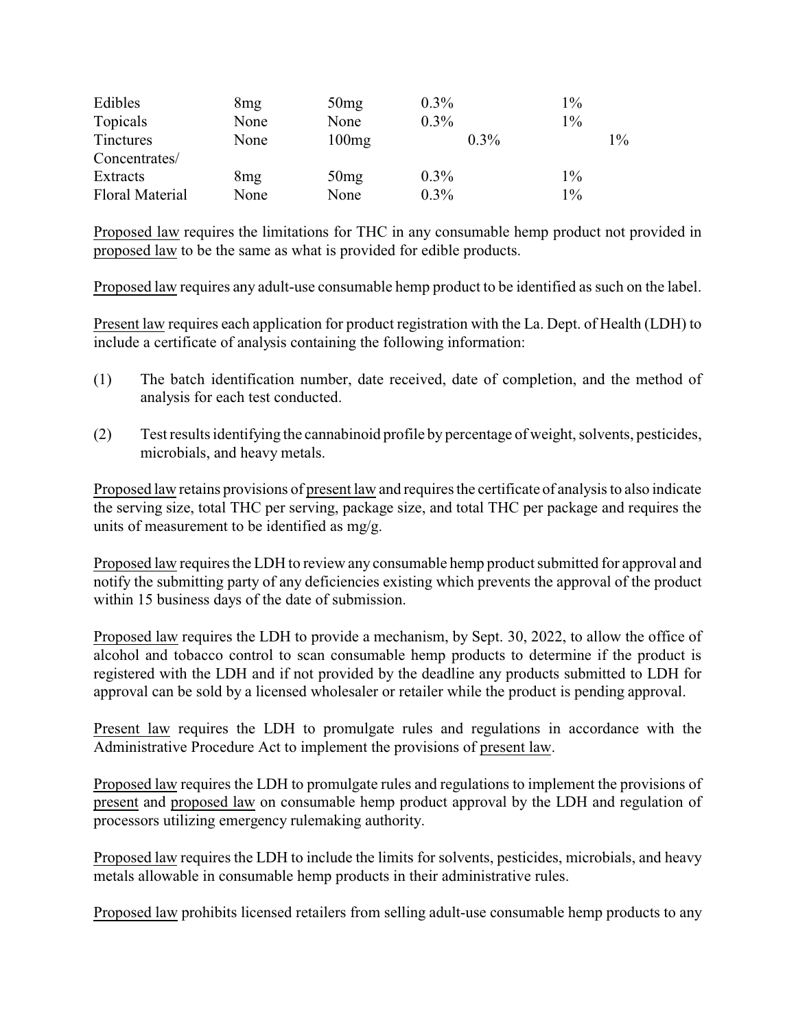| | | | | |
|---|---|---|---|---|
| Edibles | 8mg | 50mg | 0.3% | 1% |
| Topicals | None | None | 0.3% | 1% |
| Tinctures | None | 100mg | 0.3% | 1% |
| Concentrates/ Extracts | 8mg | 50mg | 0.3% | 1% |
| Floral Material | None | None | 0.3% | 1% |

Proposed law requires the limitations for THC in any consumable hemp product not provided in proposed law to be the same as what is provided for edible products.

Proposed law requires any adult-use consumable hemp product to be identified as such on the label.

Present law requires each application for product registration with the La. Dept. of Health (LDH) to include a certificate of analysis containing the following information:

(1) The batch identification number, date received, date of completion, and the method of analysis for each test conducted.

(2) Test results identifying the cannabinoid profile by percentage of weight, solvents, pesticides, microbials, and heavy metals.

Proposed law retains provisions of present law and requires the certificate of analysis to also indicate the serving size, total THC per serving, package size, and total THC per package and requires the units of measurement to be identified as mg/g.

Proposed law requires the LDH to review any consumable hemp product submitted for approval and notify the submitting party of any deficiencies existing which prevents the approval of the product within 15 business days of the date of submission.

Proposed law requires the LDH to provide a mechanism, by Sept. 30, 2022, to allow the office of alcohol and tobacco control to scan consumable hemp products to determine if the product is registered with the LDH and if not provided by the deadline any products submitted to LDH for approval can be sold by a licensed wholesaler or retailer while the product is pending approval.

Present law requires the LDH to promulgate rules and regulations in accordance with the Administrative Procedure Act to implement the provisions of present law.

Proposed law requires the LDH to promulgate rules and regulations to implement the provisions of present and proposed law on consumable hemp product approval by the LDH and regulation of processors utilizing emergency rulemaking authority.

Proposed law requires the LDH to include the limits for solvents, pesticides, microbials, and heavy metals allowable in consumable hemp products in their administrative rules.

Proposed law prohibits licensed retailers from selling adult-use consumable hemp products to any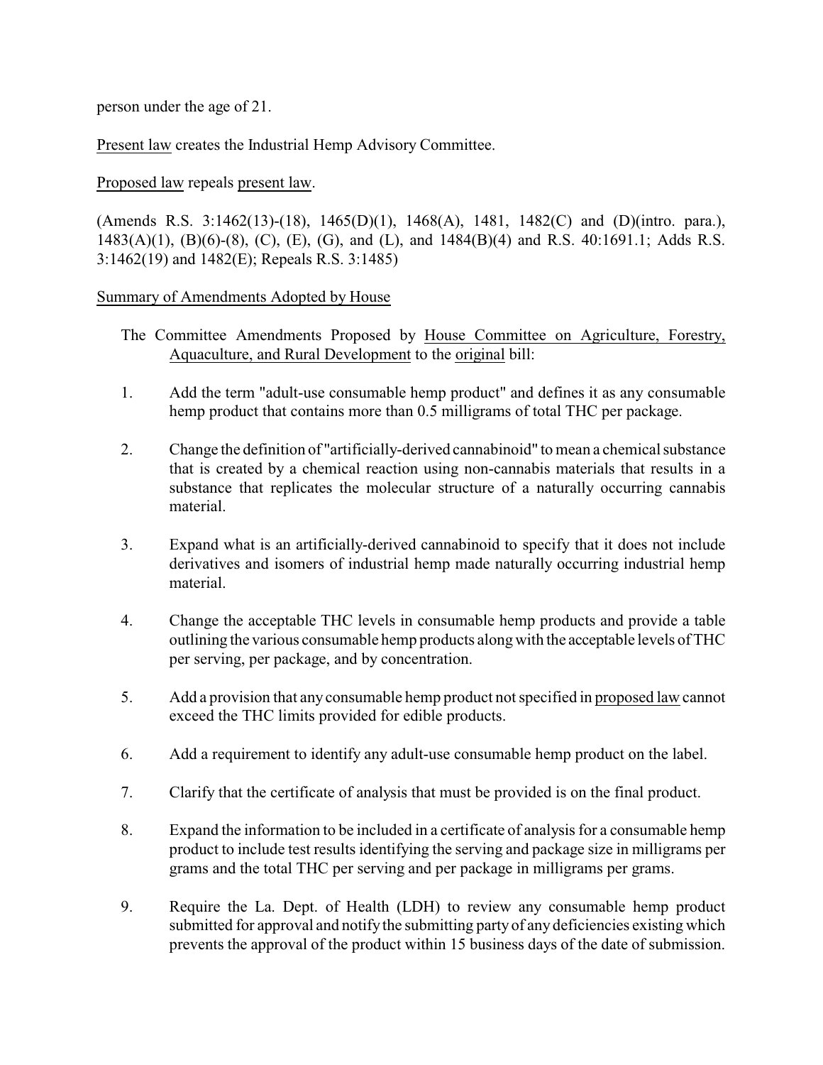person under the age of 21.

Present law creates the Industrial Hemp Advisory Committee.

Proposed law repeals present law.

(Amends R.S. 3:1462(13)-(18), 1465(D)(1), 1468(A), 1481, 1482(C) and (D)(intro. para.), 1483(A)(1), (B)(6)-(8), (C), (E), (G), and (L), and 1484(B)(4) and R.S. 40:1691.1; Adds R.S. 3:1462(19) and 1482(E); Repeals R.S. 3:1485)

Summary of Amendments Adopted by House

The Committee Amendments Proposed by House Committee on Agriculture, Forestry, Aquaculture, and Rural Development to the original bill:

1. Add the term "adult-use consumable hemp product" and defines it as any consumable hemp product that contains more than 0.5 milligrams of total THC per package.

2. Change the definition of "artificially-derived cannabinoid" to mean a chemical substance that is created by a chemical reaction using non-cannabis materials that results in a substance that replicates the molecular structure of a naturally occurring cannabis material.

3. Expand what is an artificially-derived cannabinoid to specify that it does not include derivatives and isomers of industrial hemp made naturally occurring industrial hemp material.

4. Change the acceptable THC levels in consumable hemp products and provide a table outlining the various consumable hemp products along with the acceptable levels of THC per serving, per package, and by concentration.

5. Add a provision that any consumable hemp product not specified in proposed law cannot exceed the THC limits provided for edible products.

6. Add a requirement to identify any adult-use consumable hemp product on the label.

7. Clarify that the certificate of analysis that must be provided is on the final product.

8. Expand the information to be included in a certificate of analysis for a consumable hemp product to include test results identifying the serving and package size in milligrams per grams and the total THC per serving and per package in milligrams per grams.

9. Require the La. Dept. of Health (LDH) to review any consumable hemp product submitted for approval and notify the submitting party of any deficiencies existing which prevents the approval of the product within 15 business days of the date of submission.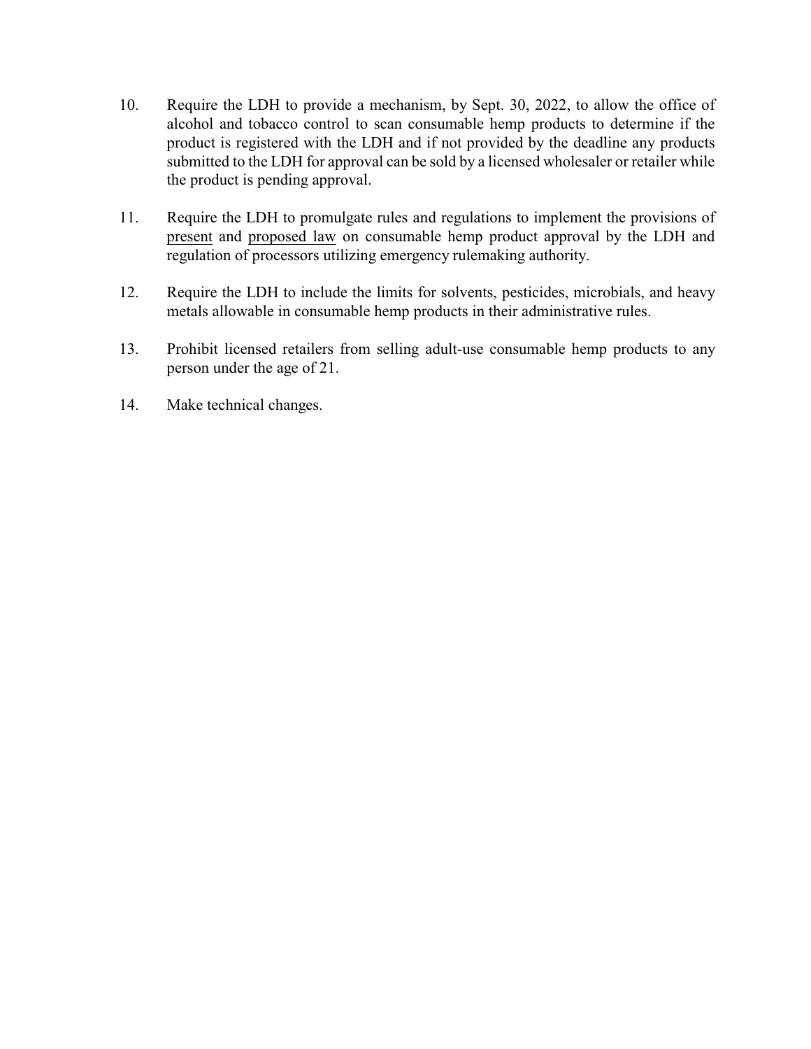10. Require the LDH to provide a mechanism, by Sept. 30, 2022, to allow the office of alcohol and tobacco control to scan consumable hemp products to determine if the product is registered with the LDH and if not provided by the deadline any products submitted to the LDH for approval can be sold by a licensed wholesaler or retailer while the product is pending approval.

11. Require the LDH to promulgate rules and regulations to implement the provisions of present and proposed law on consumable hemp product approval by the LDH and regulation of processors utilizing emergency rulemaking authority.

12. Require the LDH to include the limits for solvents, pesticides, microbials, and heavy metals allowable in consumable hemp products in their administrative rules.

13. Prohibit licensed retailers from selling adult-use consumable hemp products to any person under the age of 21.

14. Make technical changes.